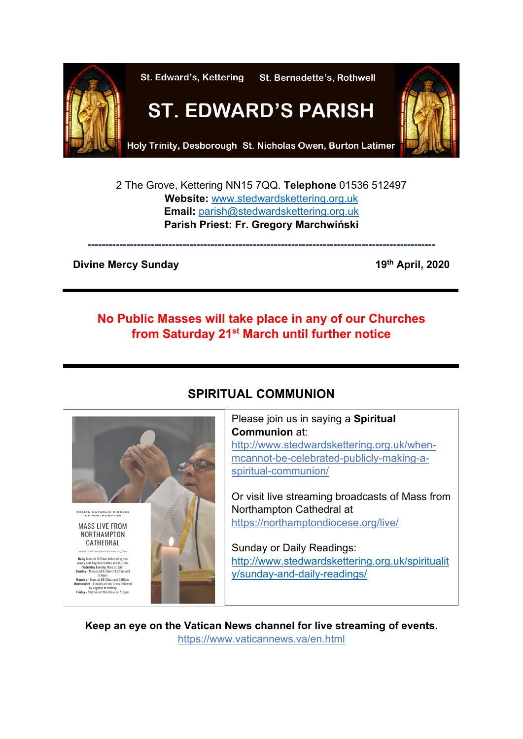St. Edward's, Kettering St. Bernadette's, Rothwell

# ST. EDWARD'S PARISH

Holy Trinity, Desborough St. Nicholas Owen, Burton Latimer

2 The Grove, Kettering NN15 7QQ. **Telephone** 01536 512497
**Website:** www.stedwardskettering.org.uk
**Email:** parish@stedwardskettering.org.uk
**Parish Priest: Fr. Gregory Marchwiński**

---

**Divine Mercy Sunday** **19th April, 2020**

---

**No Public Masses will take place in any of our Churches from Saturday 21st March until further notice**

---

## SPIRITUAL COMMUNION

ROMAN CATHOLIC DIOCESE OF NORTHAMPTON

MASS LIVE FROM NORTHAMPTON CATHEDRAL

www.northamptondiocese.org/live

**Daily** Mass at 9.30am followed by the rosary and Angelus midday and 6.00pm
**Saturday** Evening Mass at 6pm
**Sunday** - Masses at 8.30am, 11.00am and 5.15pm
**Monday** - Mass at 09:30am and 7.00pm
**Wednesday** - Stations of the Cross followed by Angelus at midday
**Friday** - Stations of the Cross at 7.00pm

Please join us in saying a **Spiritual Communion** at: http://www.stedwardskettering.org.uk/when-mcannot-be-celebrated-publicly-making-a-spiritual-communion/

Or visit live streaming broadcasts of Mass from Northampton Cathedral at https://northamptondiocese.org/live/

Sunday or Daily Readings: http://www.stedwardskettering.org.uk/spirituality/sunday-and-daily-readings/

**Keep an eye on the Vatican News channel for live streaming of events.**
https://www.vaticannews.va/en.html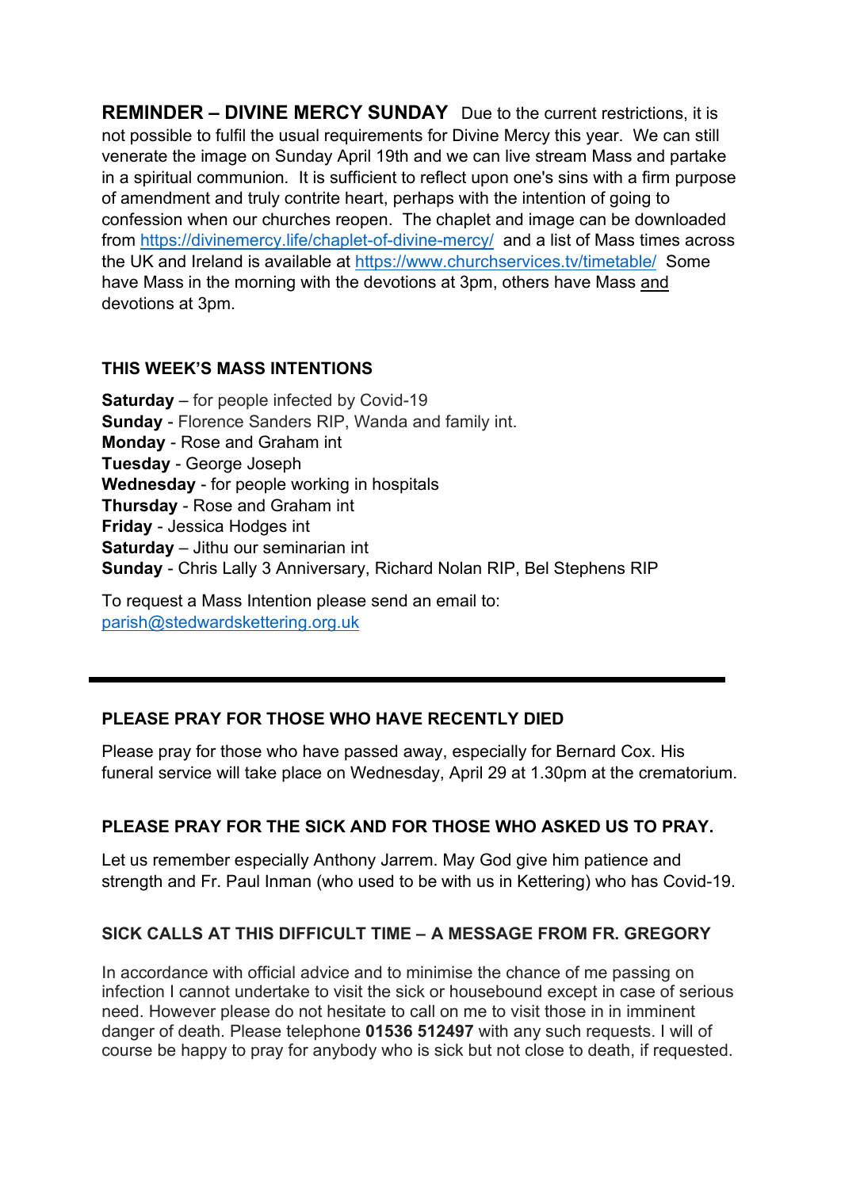**REMINDER – DIVINE MERCY SUNDAY** Due to the current restrictions, it is not possible to fulfil the usual requirements for Divine Mercy this year. We can still venerate the image on Sunday April 19th and we can live stream Mass and partake in a spiritual communion. It is sufficient to reflect upon one's sins with a firm purpose of amendment and truly contrite heart, perhaps with the intention of going to confession when our churches reopen. The chaplet and image can be downloaded from https://divinemercy.life/chaplet-of-divine-mercy/ and a list of Mass times across the UK and Ireland is available at https://www.churchservices.tv/timetable/ Some have Mass in the morning with the devotions at 3pm, others have Mass and devotions at 3pm.

### THIS WEEK'S MASS INTENTIONS

**Saturday** – for people infected by Covid-19
**Sunday** - Florence Sanders RIP, Wanda and family int.
**Monday** - Rose and Graham int
**Tuesday** - George Joseph
**Wednesday** - for people working in hospitals
**Thursday** - Rose and Graham int
**Friday** - Jessica Hodges int
**Saturday** – Jithu our seminarian int
**Sunday** - Chris Lally 3 Anniversary, Richard Nolan RIP, Bel Stephens RIP

To request a Mass Intention please send an email to:
parish@stedwardskettering.org.uk

---

### PLEASE PRAY FOR THOSE WHO HAVE RECENTLY DIED

Please pray for those who have passed away, especially for Bernard Cox. His funeral service will take place on Wednesday, April 29 at 1.30pm at the crematorium.

### PLEASE PRAY FOR THE SICK AND FOR THOSE WHO ASKED US TO PRAY.

Let us remember especially Anthony Jarrem. May God give him patience and strength and Fr. Paul Inman (who used to be with us in Kettering) who has Covid-19.

### SICK CALLS AT THIS DIFFICULT TIME – A MESSAGE FROM FR. GREGORY

In accordance with official advice and to minimise the chance of me passing on infection I cannot undertake to visit the sick or housebound except in case of serious need. However please do not hesitate to call on me to visit those in in imminent danger of death. Please telephone **01536 512497** with any such requests. I will of course be happy to pray for anybody who is sick but not close to death, if requested.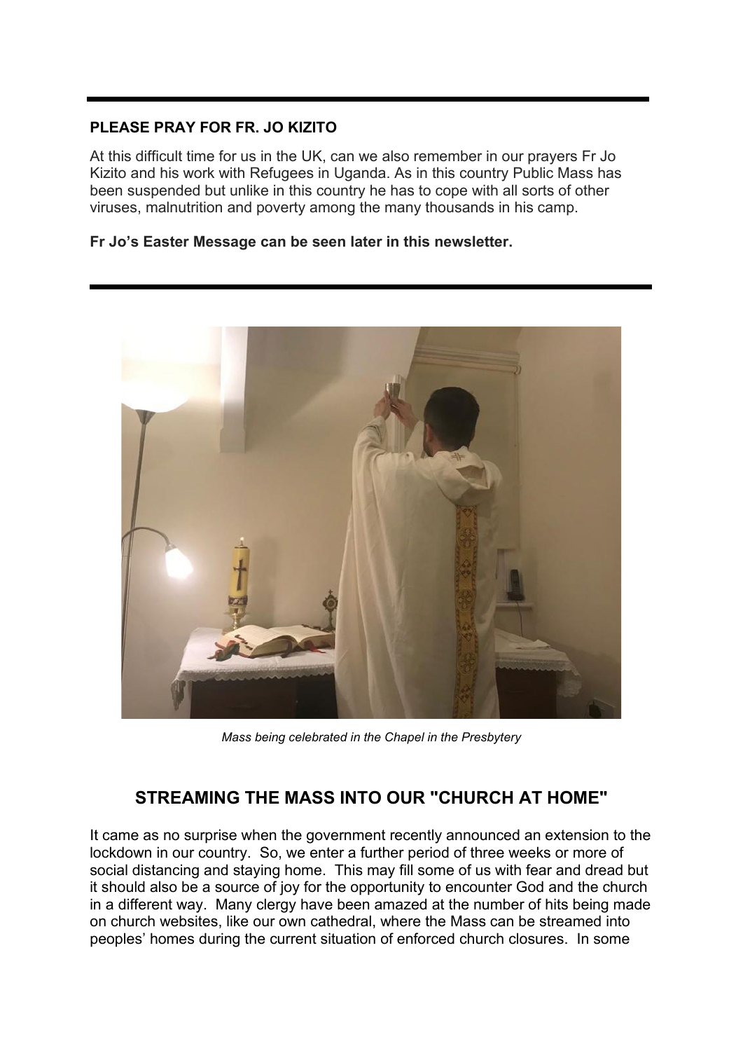**PLEASE PRAY FOR FR. JO KIZITO**

At this difficult time for us in the UK, can we also remember in our prayers Fr Jo Kizito and his work with Refugees in Uganda. As in this country Public Mass has been suspended but unlike in this country he has to cope with all sorts of other viruses, malnutrition and poverty among the many thousands in his camp.

**Fr Jo's Easter Message can be seen later in this newsletter.**

*Mass being celebrated in the Chapel in the Presbytery*

## STREAMING THE MASS INTO OUR "CHURCH AT HOME"

It came as no surprise when the government recently announced an extension to the lockdown in our country. So, we enter a further period of three weeks or more of social distancing and staying home. This may fill some of us with fear and dread but it should also be a source of joy for the opportunity to encounter God and the church in a different way. Many clergy have been amazed at the number of hits being made on church websites, like our own cathedral, where the Mass can be streamed into peoples' homes during the current situation of enforced church closures. In some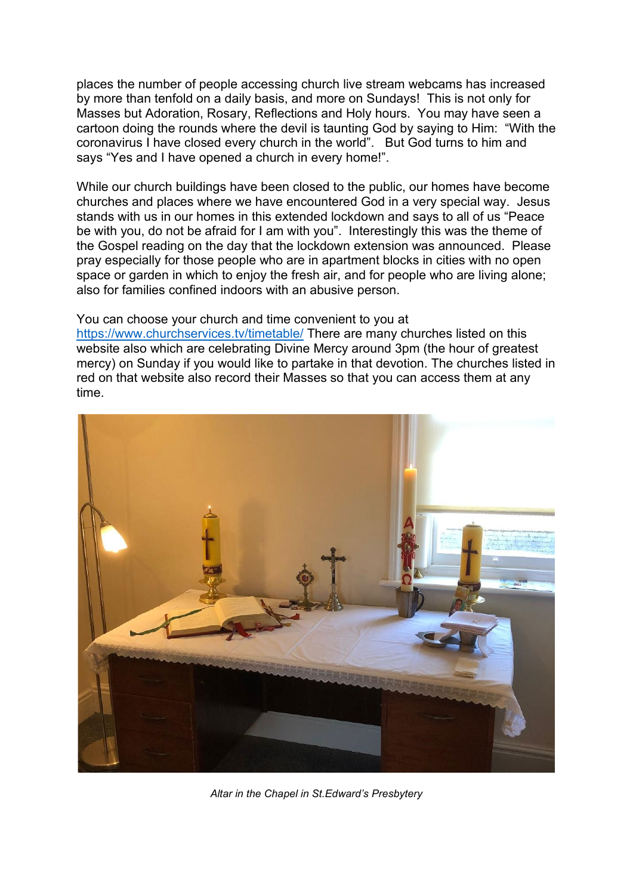places the number of people accessing church live stream webcams has increased by more than tenfold on a daily basis, and more on Sundays! This is not only for Masses but Adoration, Rosary, Reflections and Holy hours. You may have seen a cartoon doing the rounds where the devil is taunting God by saying to Him: "With the coronavirus I have closed every church in the world". But God turns to him and says "Yes and I have opened a church in every home!".

While our church buildings have been closed to the public, our homes have become churches and places where we have encountered God in a very special way. Jesus stands with us in our homes in this extended lockdown and says to all of us "Peace be with you, do not be afraid for I am with you". Interestingly this was the theme of the Gospel reading on the day that the lockdown extension was announced. Please pray especially for those people who are in apartment blocks in cities with no open space or garden in which to enjoy the fresh air, and for people who are living alone; also for families confined indoors with an abusive person.

You can choose your church and time convenient to you at [https://www.churchservices.tv/timetable/](https://www.churchservices.tv/timetable/) There are many churches listed on this website also which are celebrating Divine Mercy around 3pm (the hour of greatest mercy) on Sunday if you would like to partake in that devotion. The churches listed in red on that website also record their Masses so that you can access them at any time.

*Altar in the Chapel in St.Edward's Presbytery*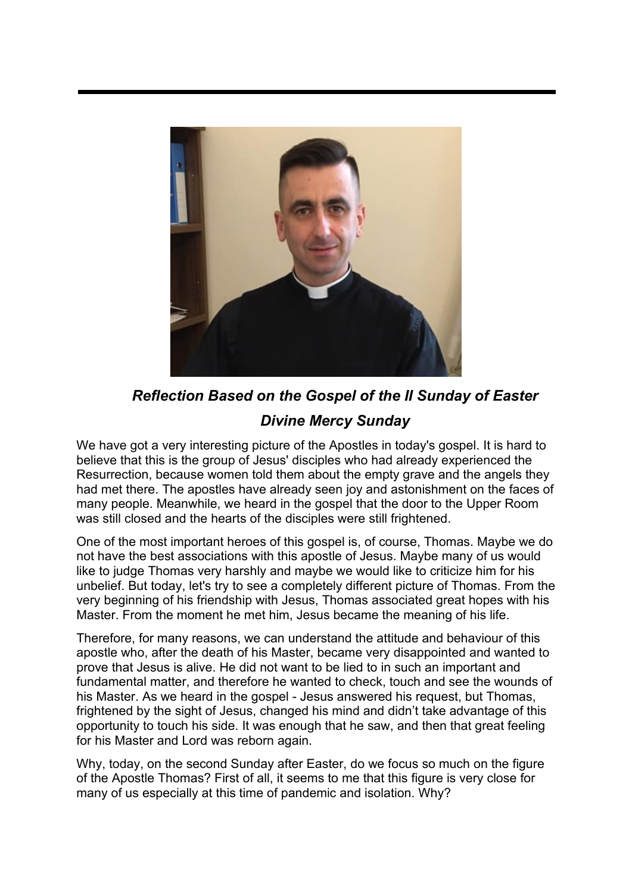***Reflection Based on the Gospel of the II Sunday of Easter***

***Divine Mercy Sunday***

We have got a very interesting picture of the Apostles in today's gospel. It is hard to believe that this is the group of Jesus' disciples who had already experienced the Resurrection, because women told them about the empty grave and the angels they had met there. The apostles have already seen joy and astonishment on the faces of many people. Meanwhile, we heard in the gospel that the door to the Upper Room was still closed and the hearts of the disciples were still frightened.

One of the most important heroes of this gospel is, of course, Thomas. Maybe we do not have the best associations with this apostle of Jesus. Maybe many of us would like to judge Thomas very harshly and maybe we would like to criticize him for his unbelief. But today, let's try to see a completely different picture of Thomas. From the very beginning of his friendship with Jesus, Thomas associated great hopes with his Master. From the moment he met him, Jesus became the meaning of his life.

Therefore, for many reasons, we can understand the attitude and behaviour of this apostle who, after the death of his Master, became very disappointed and wanted to prove that Jesus is alive. He did not want to be lied to in such an important and fundamental matter, and therefore he wanted to check, touch and see the wounds of his Master. As we heard in the gospel - Jesus answered his request, but Thomas, frightened by the sight of Jesus, changed his mind and didn't take advantage of this opportunity to touch his side. It was enough that he saw, and then that great feeling for his Master and Lord was reborn again.

Why, today, on the second Sunday after Easter, do we focus so much on the figure of the Apostle Thomas? First of all, it seems to me that this figure is very close for many of us especially at this time of pandemic and isolation. Why?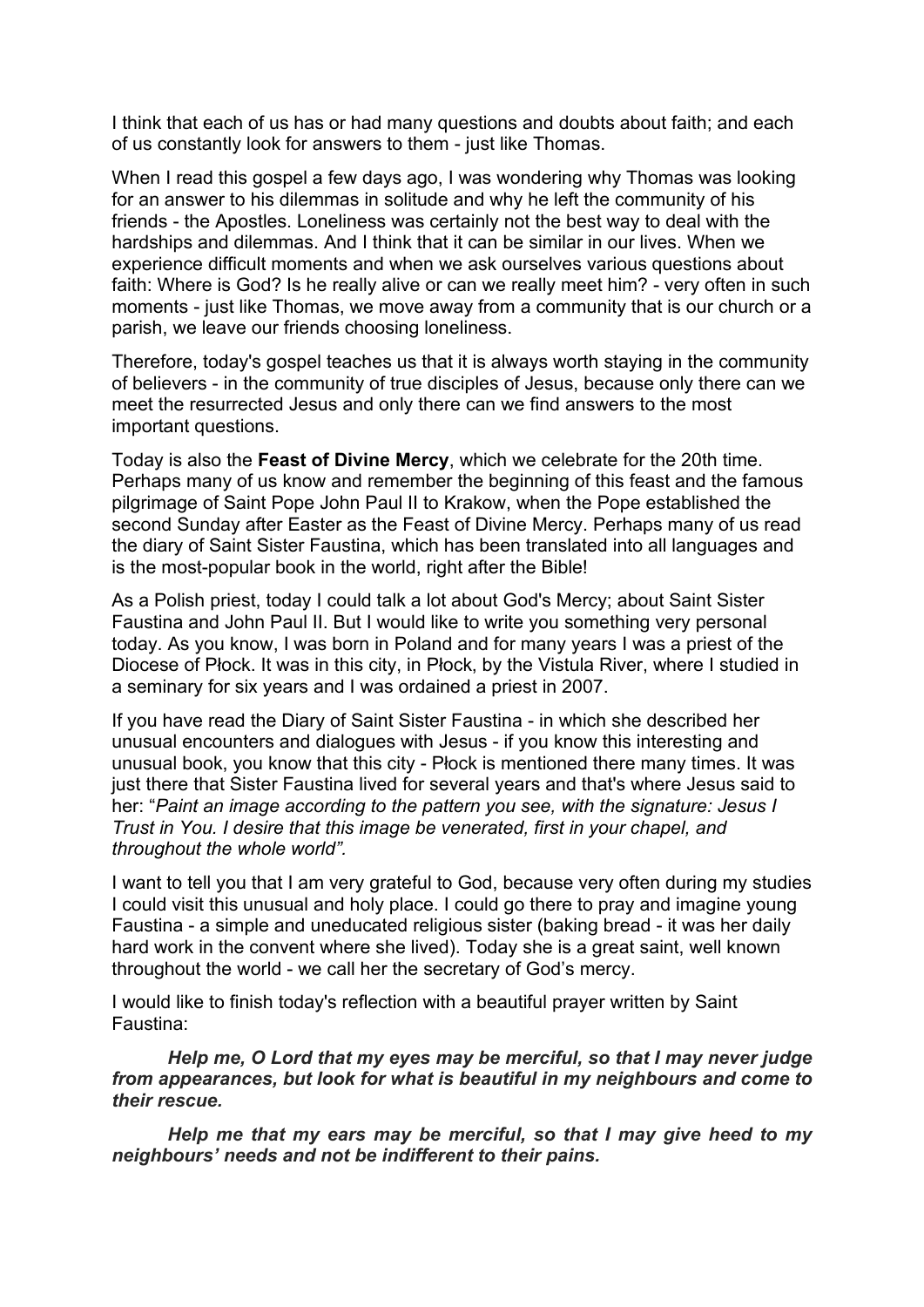I think that each of us has or had many questions and doubts about faith; and each of us constantly look for answers to them - just like Thomas.

When I read this gospel a few days ago, I was wondering why Thomas was looking for an answer to his dilemmas in solitude and why he left the community of his friends - the Apostles. Loneliness was certainly not the best way to deal with the hardships and dilemmas. And I think that it can be similar in our lives. When we experience difficult moments and when we ask ourselves various questions about faith: Where is God? Is he really alive or can we really meet him? - very often in such moments - just like Thomas, we move away from a community that is our church or a parish, we leave our friends choosing loneliness.

Therefore, today's gospel teaches us that it is always worth staying in the community of believers - in the community of true disciples of Jesus, because only there can we meet the resurrected Jesus and only there can we find answers to the most important questions.

Today is also the **Feast of Divine Mercy**, which we celebrate for the 20th time. Perhaps many of us know and remember the beginning of this feast and the famous pilgrimage of Saint Pope John Paul II to Krakow, when the Pope established the second Sunday after Easter as the Feast of Divine Mercy. Perhaps many of us read the diary of Saint Sister Faustina, which has been translated into all languages and is the most-popular book in the world, right after the Bible!

As a Polish priest, today I could talk a lot about God's Mercy; about Saint Sister Faustina and John Paul II. But I would like to write you something very personal today. As you know, I was born in Poland and for many years I was a priest of the Diocese of Płock. It was in this city, in Płock, by the Vistula River, where I studied in a seminary for six years and I was ordained a priest in 2007.

If you have read the Diary of Saint Sister Faustina - in which she described her unusual encounters and dialogues with Jesus - if you know this interesting and unusual book, you know that this city - Płock is mentioned there many times. It was just there that Sister Faustina lived for several years and that's where Jesus said to her: "*Paint an image according to the pattern you see, with the signature: Jesus I Trust in You. I desire that this image be venerated, first in your chapel, and throughout the whole world".*

I want to tell you that I am very grateful to God, because very often during my studies I could visit this unusual and holy place. I could go there to pray and imagine young Faustina - a simple and uneducated religious sister (baking bread - it was her daily hard work in the convent where she lived). Today she is a great saint, well known throughout the world - we call her the secretary of God's mercy.

I would like to finish today's reflection with a beautiful prayer written by Saint Faustina:

***Help me, O Lord that my eyes may be merciful, so that I may never judge from appearances, but look for what is beautiful in my neighbours and come to their rescue.***

***Help me that my ears may be merciful, so that I may give heed to my neighbours' needs and not be indifferent to their pains.***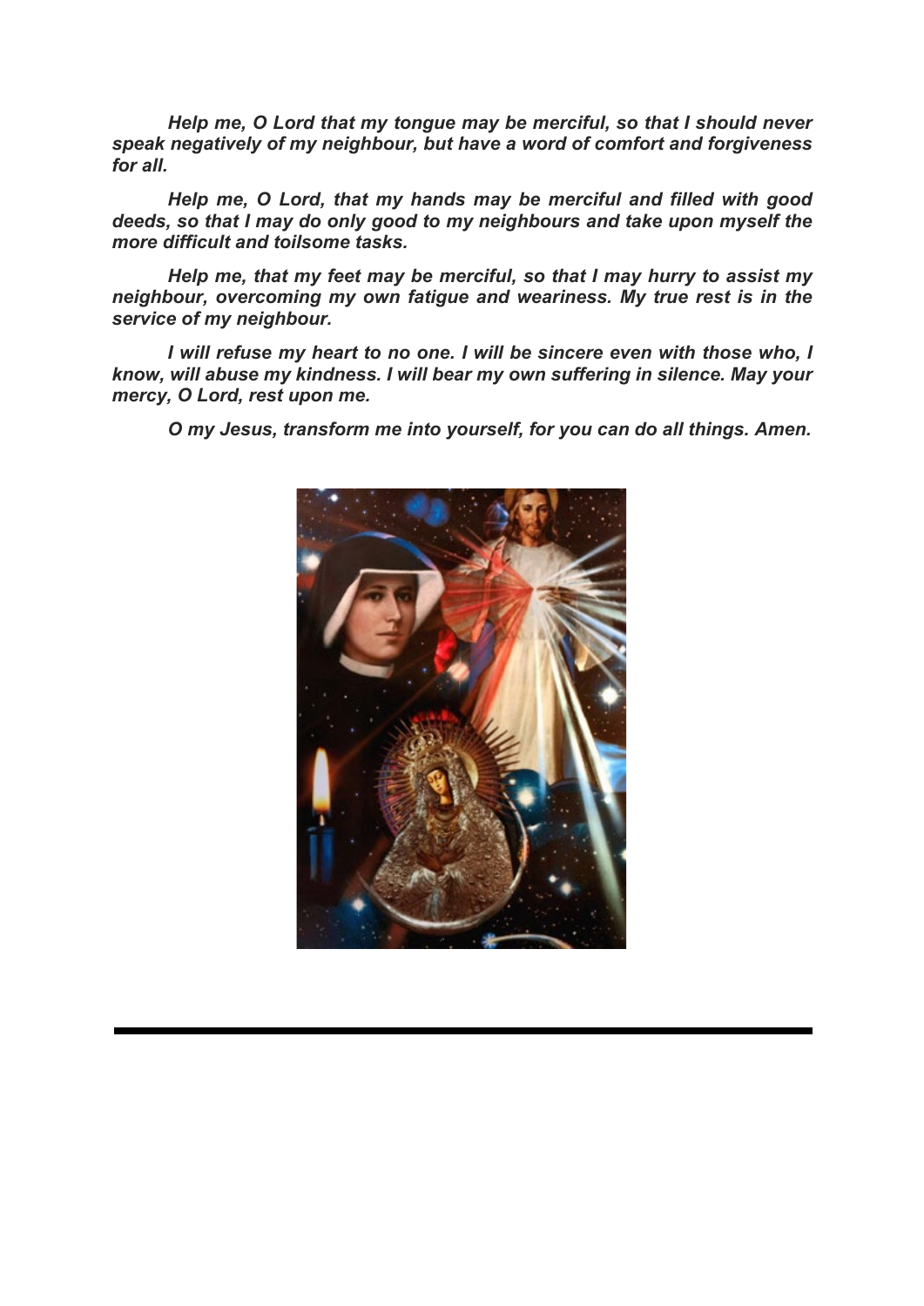***Help me, O Lord that my tongue may be merciful, so that I should never speak negatively of my neighbour, but have a word of comfort and forgiveness for all.***

***Help me, O Lord, that my hands may be merciful and filled with good deeds, so that I may do only good to my neighbours and take upon myself the more difficult and toilsome tasks.***

***Help me, that my feet may be merciful, so that I may hurry to assist my neighbour, overcoming my own fatigue and weariness. My true rest is in the service of my neighbour.***

***I will refuse my heart to no one. I will be sincere even with those who, I know, will abuse my kindness. I will bear my own suffering in silence. May your mercy, O Lord, rest upon me.***

***O my Jesus, transform me into yourself, for you can do all things. Amen.***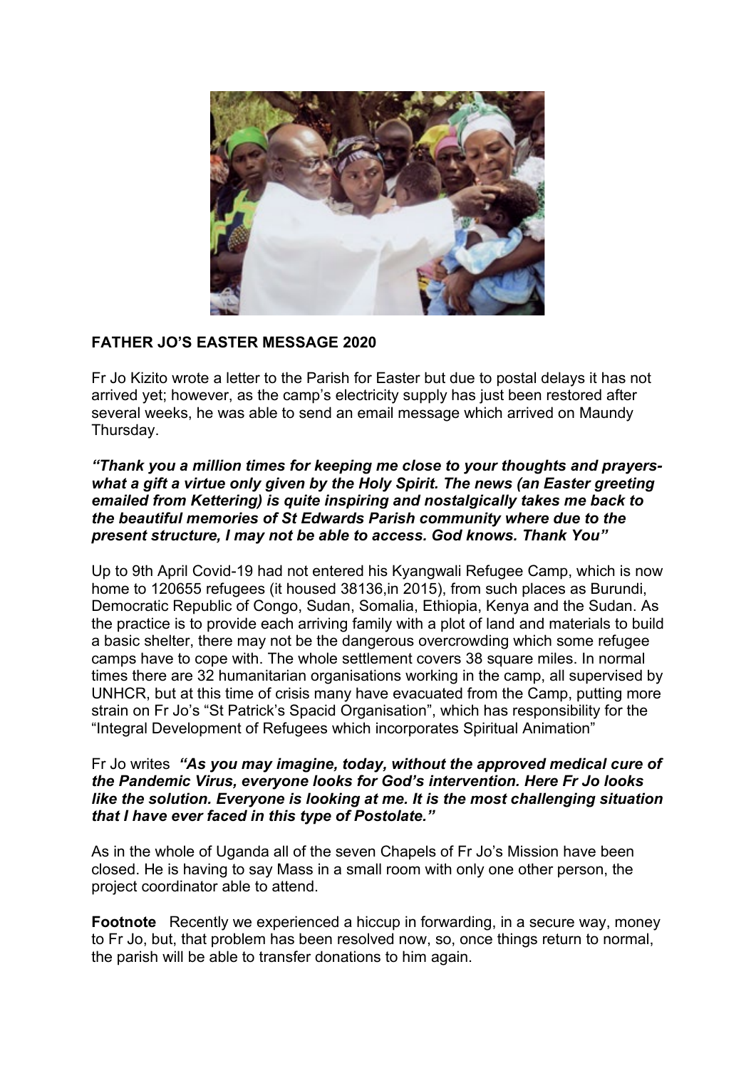## FATHER JO'S EASTER MESSAGE 2020

Fr Jo Kizito wrote a letter to the Parish for Easter but due to postal delays it has not arrived yet; however, as the camp's electricity supply has just been restored after several weeks, he was able to send an email message which arrived on Maundy Thursday.

***"Thank you a million times for keeping me close to your thoughts and prayers- what a gift a virtue only given by the Holy Spirit. The news (an Easter greeting emailed from Kettering) is quite inspiring and nostalgically takes me back to the beautiful memories of St Edwards Parish community where due to the present structure, I may not be able to access. God knows. Thank You"***

Up to 9th April Covid-19 had not entered his Kyangwali Refugee Camp, which is now home to 120655 refugees (it housed 38136,in 2015), from such places as Burundi, Democratic Republic of Congo, Sudan, Somalia, Ethiopia, Kenya and the Sudan. As the practice is to provide each arriving family with a plot of land and materials to build a basic shelter, there may not be the dangerous overcrowding which some refugee camps have to cope with. The whole settlement covers 38 square miles. In normal times there are 32 humanitarian organisations working in the camp, all supervised by UNHCR, but at this time of crisis many have evacuated from the Camp, putting more strain on Fr Jo's "St Patrick's Spacid Organisation", which has responsibility for the "Integral Development of Refugees which incorporates Spiritual Animation"

Fr Jo writes ***"As you may imagine, today, without the approved medical cure of the Pandemic Virus, everyone looks for God's intervention. Here Fr Jo looks like the solution. Everyone is looking at me. It is the most challenging situation that I have ever faced in this type of Postolate."***

As in the whole of Uganda all of the seven Chapels of Fr Jo's Mission have been closed. He is having to say Mass in a small room with only one other person, the project coordinator able to attend.

**Footnote** Recently we experienced a hiccup in forwarding, in a secure way, money to Fr Jo, but, that problem has been resolved now, so, once things return to normal, the parish will be able to transfer donations to him again.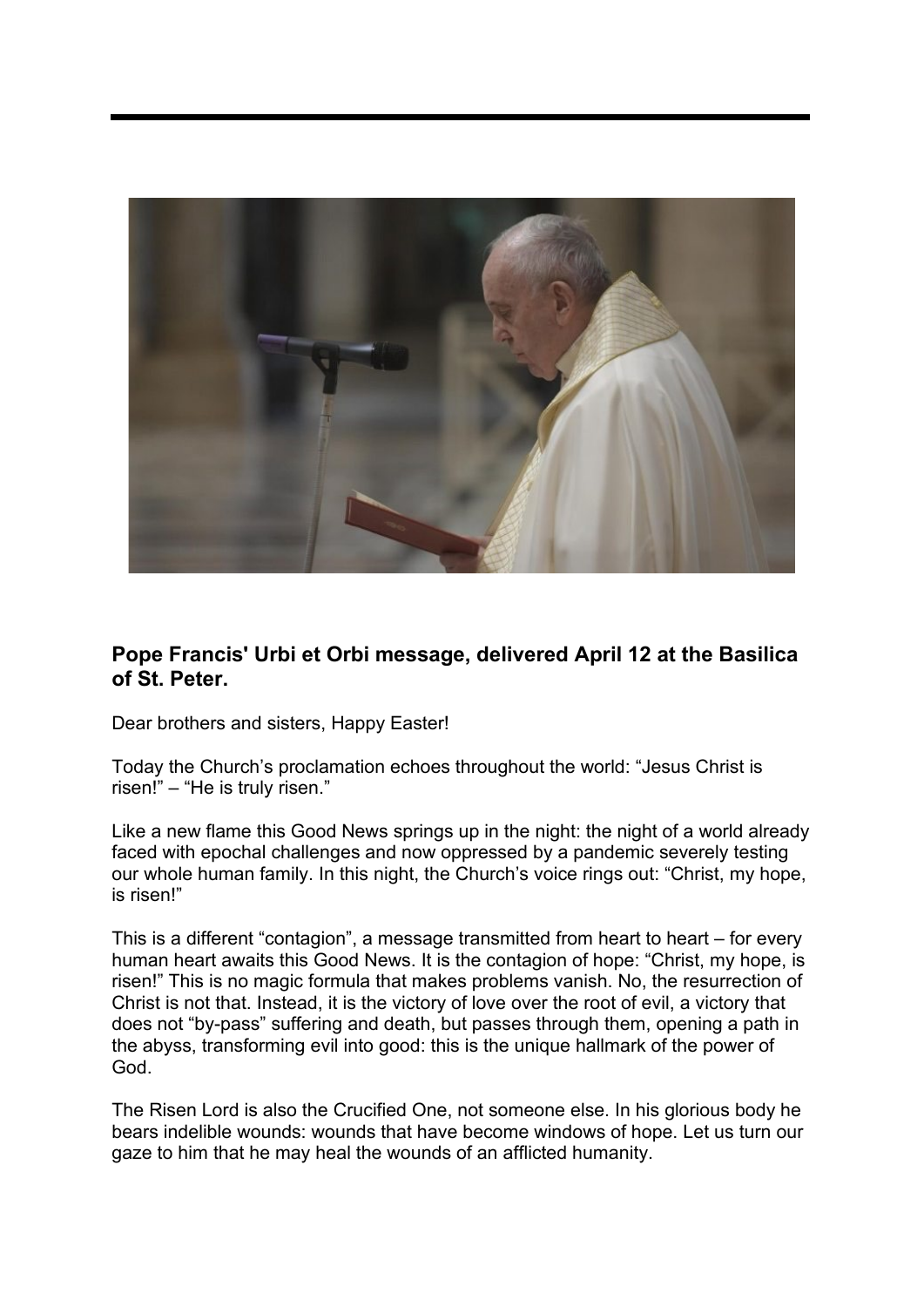**Pope Francis' Urbi et Orbi message, delivered April 12 at the Basilica of St. Peter.**

Dear brothers and sisters, Happy Easter!

Today the Church's proclamation echoes throughout the world: "Jesus Christ is risen!" – "He is truly risen."

Like a new flame this Good News springs up in the night: the night of a world already faced with epochal challenges and now oppressed by a pandemic severely testing our whole human family. In this night, the Church's voice rings out: "Christ, my hope, is risen!"

This is a different "contagion", a message transmitted from heart to heart – for every human heart awaits this Good News. It is the contagion of hope: "Christ, my hope, is risen!" This is no magic formula that makes problems vanish. No, the resurrection of Christ is not that. Instead, it is the victory of love over the root of evil, a victory that does not "by-pass" suffering and death, but passes through them, opening a path in the abyss, transforming evil into good: this is the unique hallmark of the power of God.

The Risen Lord is also the Crucified One, not someone else. In his glorious body he bears indelible wounds: wounds that have become windows of hope. Let us turn our gaze to him that he may heal the wounds of an afflicted humanity.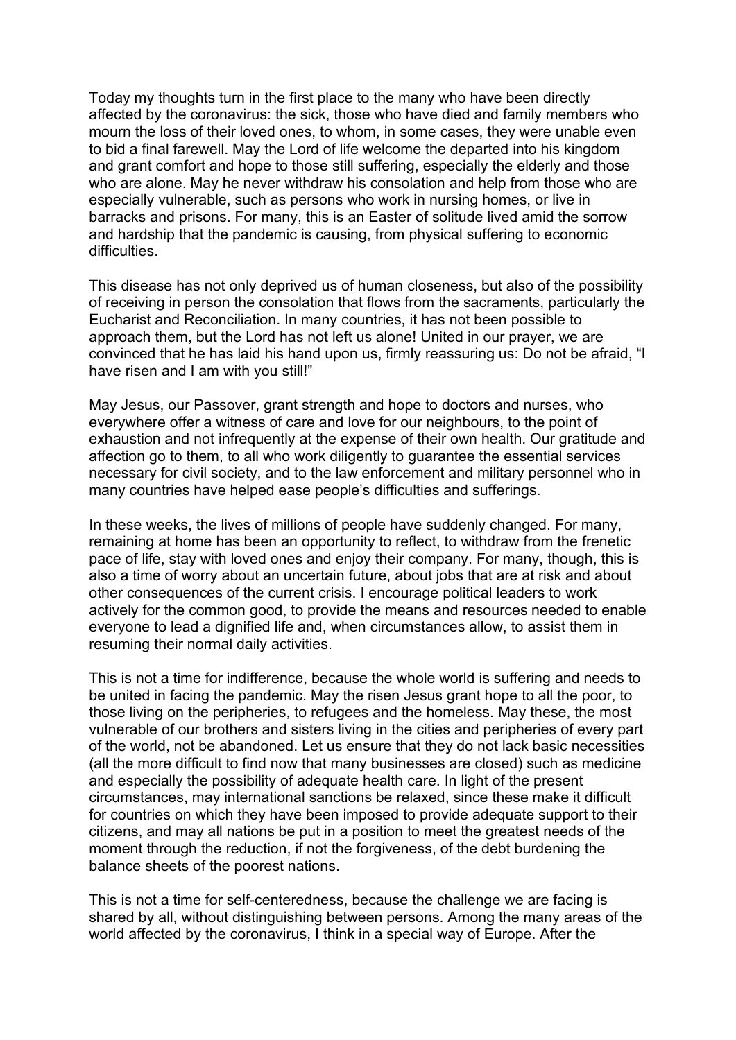Today my thoughts turn in the first place to the many who have been directly affected by the coronavirus: the sick, those who have died and family members who mourn the loss of their loved ones, to whom, in some cases, they were unable even to bid a final farewell. May the Lord of life welcome the departed into his kingdom and grant comfort and hope to those still suffering, especially the elderly and those who are alone. May he never withdraw his consolation and help from those who are especially vulnerable, such as persons who work in nursing homes, or live in barracks and prisons. For many, this is an Easter of solitude lived amid the sorrow and hardship that the pandemic is causing, from physical suffering to economic difficulties.

This disease has not only deprived us of human closeness, but also of the possibility of receiving in person the consolation that flows from the sacraments, particularly the Eucharist and Reconciliation. In many countries, it has not been possible to approach them, but the Lord has not left us alone! United in our prayer, we are convinced that he has laid his hand upon us, firmly reassuring us: Do not be afraid, "I have risen and I am with you still!"

May Jesus, our Passover, grant strength and hope to doctors and nurses, who everywhere offer a witness of care and love for our neighbours, to the point of exhaustion and not infrequently at the expense of their own health. Our gratitude and affection go to them, to all who work diligently to guarantee the essential services necessary for civil society, and to the law enforcement and military personnel who in many countries have helped ease people's difficulties and sufferings.

In these weeks, the lives of millions of people have suddenly changed. For many, remaining at home has been an opportunity to reflect, to withdraw from the frenetic pace of life, stay with loved ones and enjoy their company. For many, though, this is also a time of worry about an uncertain future, about jobs that are at risk and about other consequences of the current crisis. I encourage political leaders to work actively for the common good, to provide the means and resources needed to enable everyone to lead a dignified life and, when circumstances allow, to assist them in resuming their normal daily activities.

This is not a time for indifference, because the whole world is suffering and needs to be united in facing the pandemic. May the risen Jesus grant hope to all the poor, to those living on the peripheries, to refugees and the homeless. May these, the most vulnerable of our brothers and sisters living in the cities and peripheries of every part of the world, not be abandoned. Let us ensure that they do not lack basic necessities (all the more difficult to find now that many businesses are closed) such as medicine and especially the possibility of adequate health care. In light of the present circumstances, may international sanctions be relaxed, since these make it difficult for countries on which they have been imposed to provide adequate support to their citizens, and may all nations be put in a position to meet the greatest needs of the moment through the reduction, if not the forgiveness, of the debt burdening the balance sheets of the poorest nations.

This is not a time for self-centeredness, because the challenge we are facing is shared by all, without distinguishing between persons. Among the many areas of the world affected by the coronavirus, I think in a special way of Europe. After the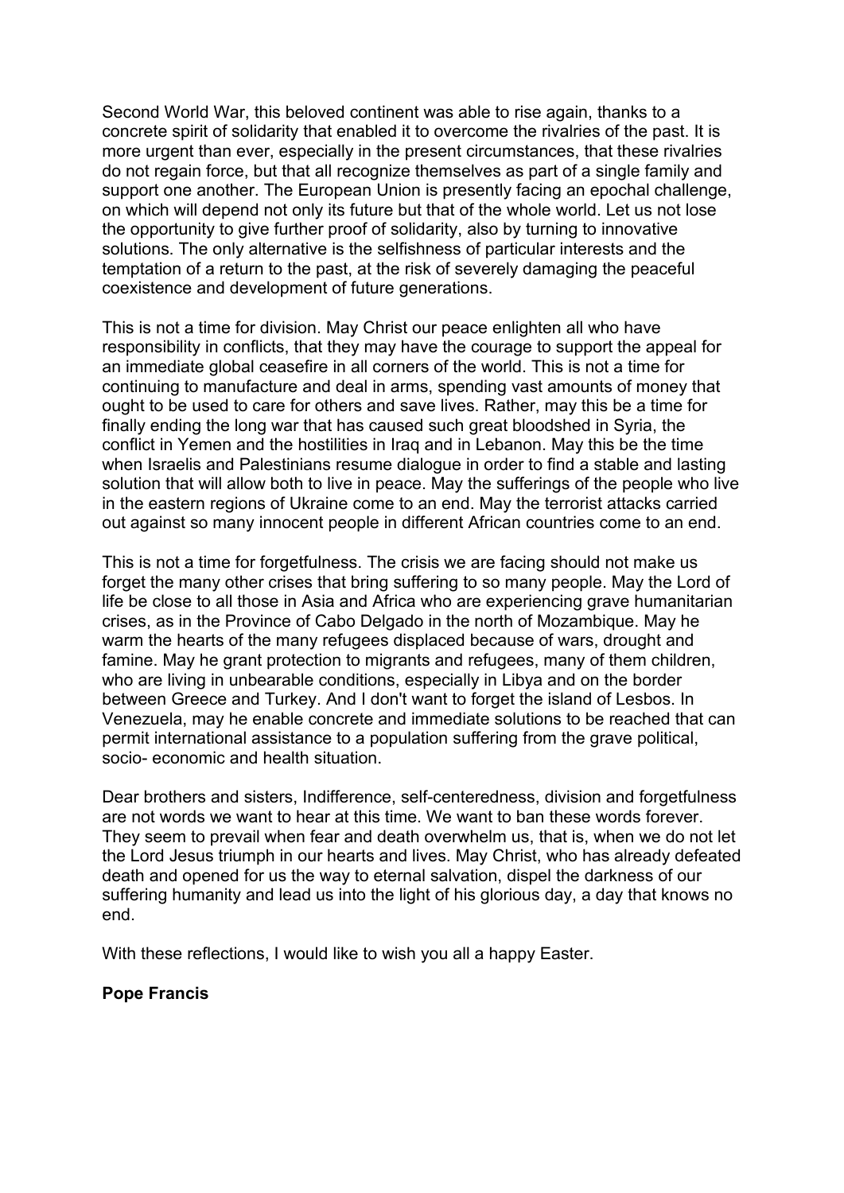Second World War, this beloved continent was able to rise again, thanks to a concrete spirit of solidarity that enabled it to overcome the rivalries of the past. It is more urgent than ever, especially in the present circumstances, that these rivalries do not regain force, but that all recognize themselves as part of a single family and support one another. The European Union is presently facing an epochal challenge, on which will depend not only its future but that of the whole world. Let us not lose the opportunity to give further proof of solidarity, also by turning to innovative solutions. The only alternative is the selfishness of particular interests and the temptation of a return to the past, at the risk of severely damaging the peaceful coexistence and development of future generations.

This is not a time for division. May Christ our peace enlighten all who have responsibility in conflicts, that they may have the courage to support the appeal for an immediate global ceasefire in all corners of the world. This is not a time for continuing to manufacture and deal in arms, spending vast amounts of money that ought to be used to care for others and save lives. Rather, may this be a time for finally ending the long war that has caused such great bloodshed in Syria, the conflict in Yemen and the hostilities in Iraq and in Lebanon. May this be the time when Israelis and Palestinians resume dialogue in order to find a stable and lasting solution that will allow both to live in peace. May the sufferings of the people who live in the eastern regions of Ukraine come to an end. May the terrorist attacks carried out against so many innocent people in different African countries come to an end.

This is not a time for forgetfulness. The crisis we are facing should not make us forget the many other crises that bring suffering to so many people. May the Lord of life be close to all those in Asia and Africa who are experiencing grave humanitarian crises, as in the Province of Cabo Delgado in the north of Mozambique. May he warm the hearts of the many refugees displaced because of wars, drought and famine. May he grant protection to migrants and refugees, many of them children, who are living in unbearable conditions, especially in Libya and on the border between Greece and Turkey. And I don't want to forget the island of Lesbos. In Venezuela, may he enable concrete and immediate solutions to be reached that can permit international assistance to a population suffering from the grave political, socio- economic and health situation.

Dear brothers and sisters, Indifference, self-centeredness, division and forgetfulness are not words we want to hear at this time. We want to ban these words forever. They seem to prevail when fear and death overwhelm us, that is, when we do not let the Lord Jesus triumph in our hearts and lives. May Christ, who has already defeated death and opened for us the way to eternal salvation, dispel the darkness of our suffering humanity and lead us into the light of his glorious day, a day that knows no end.

With these reflections, I would like to wish you all a happy Easter.

**Pope Francis**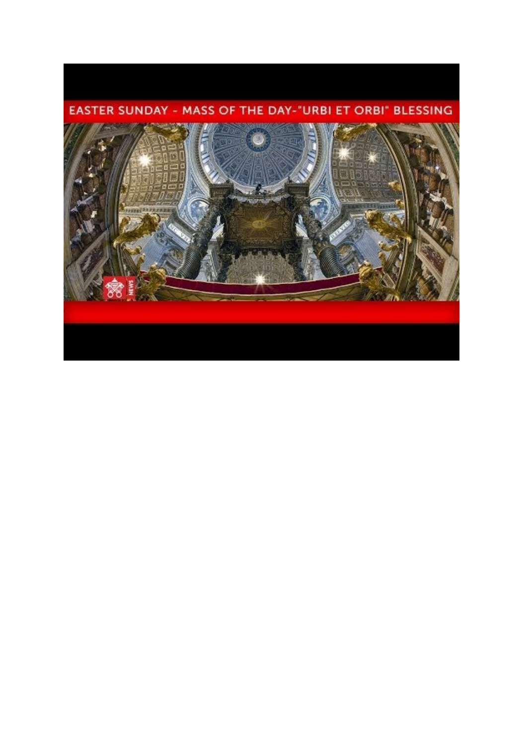EASTER SUNDAY - MASS OF THE DAY-"URBI ET ORBI" BLESSING